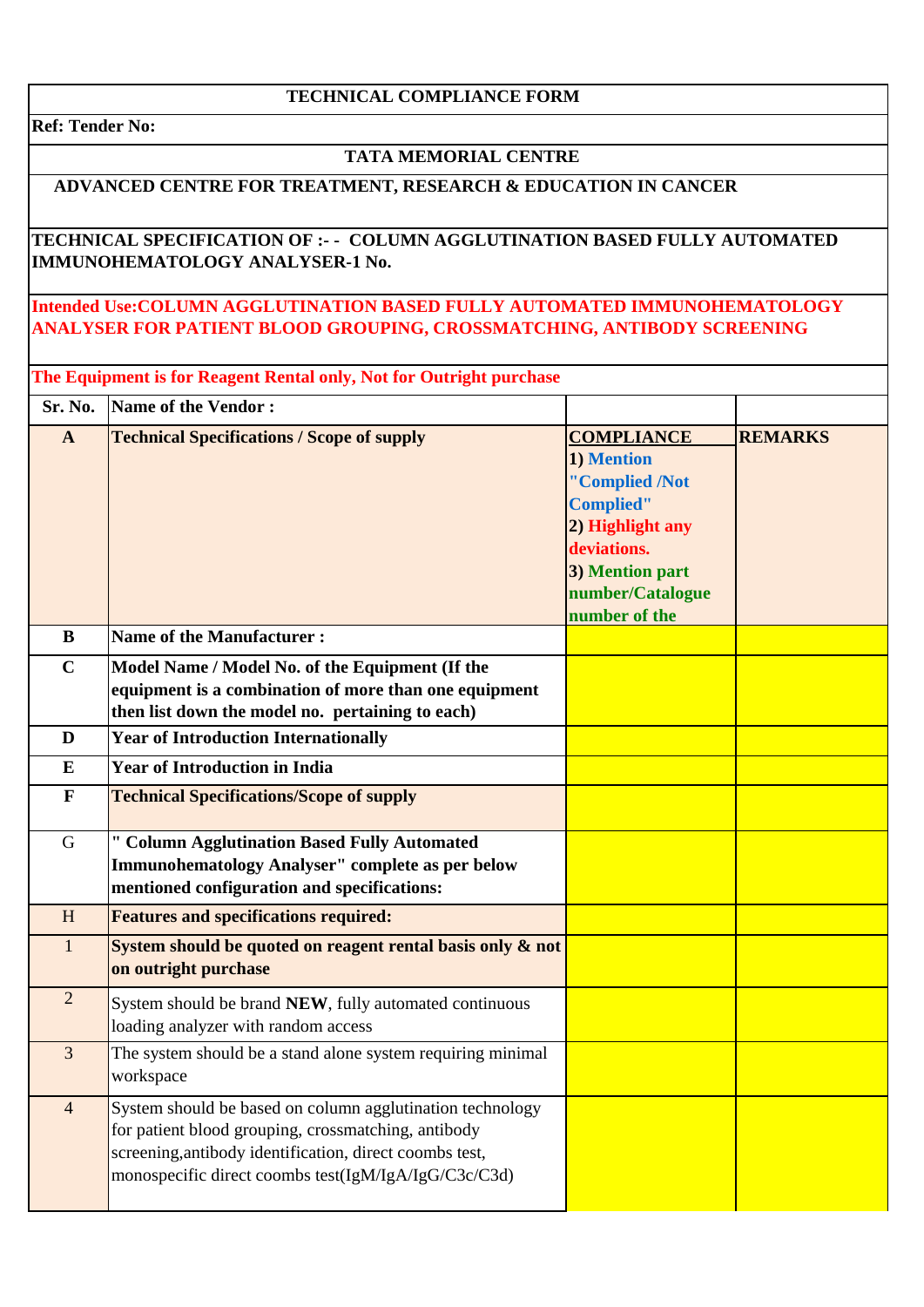**TECHNICAL COMPLIANCE FORM**

**Ref: Tender No:**

**TATA MEMORIAL CENTRE**

**ADVANCED CENTRE FOR TREATMENT, RESEARCH & EDUCATION IN CANCER**

**TECHNICAL SPECIFICATION OF :- - COLUMN AGGLUTINATION BASED FULLY AUTOMATED IMMUNOHEMATOLOGY ANALYSER-1 No.**

**Intended Use:COLUMN AGGLUTINATION BASED FULLY AUTOMATED IMMUNOHEMATOLOGY ANALYSER FOR PATIENT BLOOD GROUPING, CROSSMATCHING, ANTIBODY SCREENING**

**The Equipment is for Reagent Rental only, Not for Outright purchase**

| Sr. No. | Name of the Vendor : | | |
|---|---|---|---|
| **A** | **Technical Specifications / Scope of supply** | **COMPLIANCE** 1) Mention "Complied /Not Complied" 2) Highlight any deviations. 3) Mention part number/Catalogue number of the | **REMARKS** |
| **B** | **Name of the Manufacturer :** | | |
| **C** | **Model Name / Model No. of the Equipment (If the equipment is a combination of more than one equipment then list down the model no. pertaining to each)** | | |
| **D** | **Year of Introduction Internationally** | | |
| **E** | **Year of Introduction in India** | | |
| **F** | **Technical Specifications/Scope of supply** | | |
| G | **" Column Agglutination Based Fully Automated Immunohematology Analyser" complete as per below mentioned configuration and specifications:** | | |
| H | **Features and specifications required:** | | |
| 1 | **System should be quoted on reagent rental basis only & not on outright purchase** | | |
| 2 | System should be brand **NEW**, fully automated continuous loading analyzer with random access | | |
| 3 | The system should be a stand alone system requiring minimal workspace | | |
| 4 | System should be based on column agglutination technology for patient blood grouping, crossmatching, antibody screening,antibody identification, direct coombs test, monospecific direct coombs test(IgM/IgA/IgG/C3c/C3d) | | |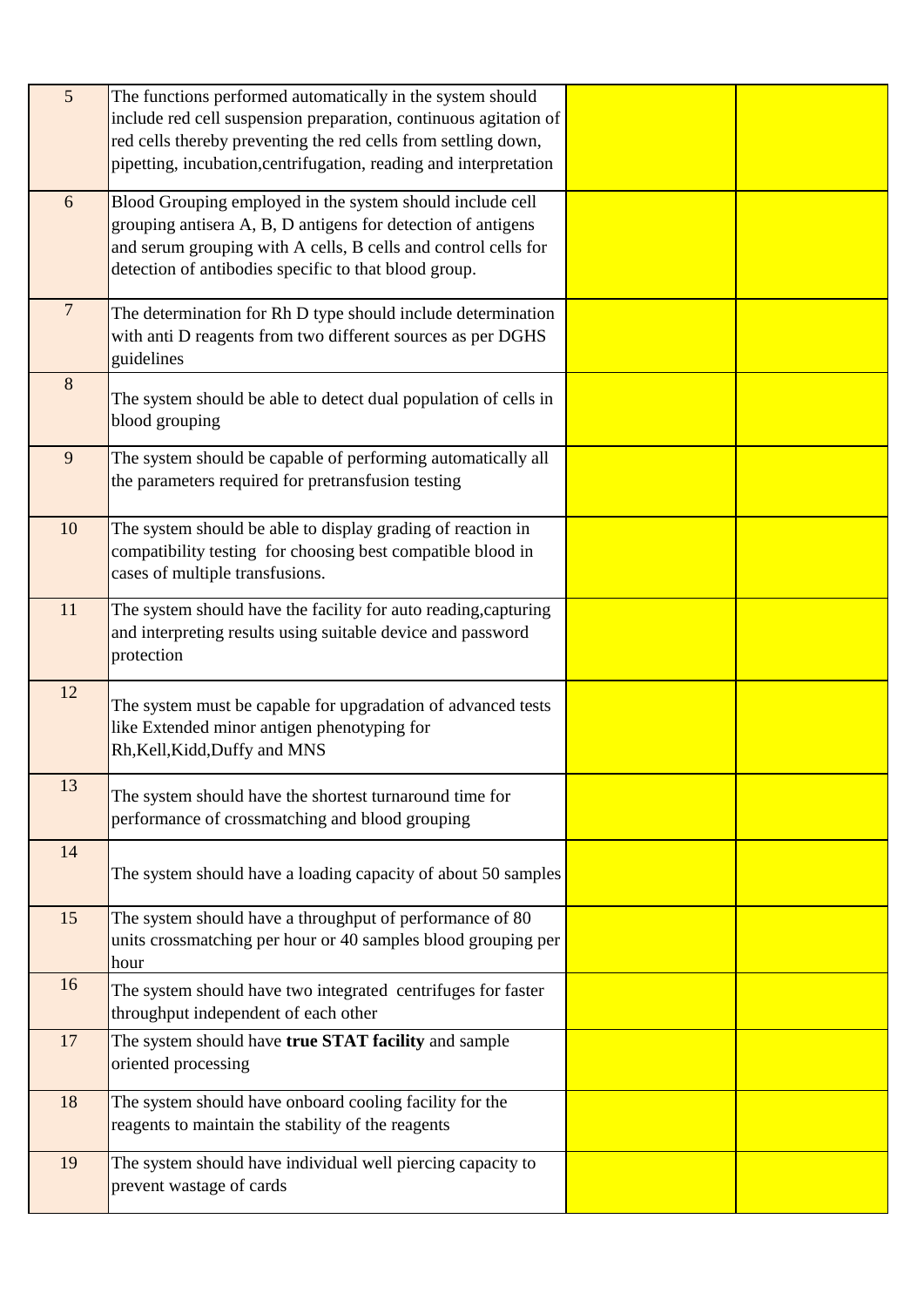| | | | |
|---|---|---|---|
| 5 | The functions performed automatically in the system should include red cell suspension preparation, continuous agitation of red cells thereby preventing the red cells from settling down, pipetting, incubation,centrifugation, reading and interpretation | | |
| 6 | Blood Grouping employed in the system should include cell grouping antisera A, B, D antigens for detection of antigens and serum grouping with A cells, B cells and control cells for detection of antibodies specific to that blood group. | | |
| 7 | The determination for Rh D type should include determination with anti D reagents from two different sources as per DGHS guidelines | | |
| 8 | The system should be able to detect dual population of cells in blood grouping | | |
| 9 | The system should be capable of performing automatically all the parameters required for pretransfusion testing | | |
| 10 | The system should be able to display grading of reaction in compatibility testing for choosing best compatible blood in cases of multiple transfusions. | | |
| 11 | The system should have the facility for auto reading,capturing and interpreting results using suitable device and password protection | | |
| 12 | The system must be capable for upgradation of advanced tests like Extended minor antigen phenotyping for Rh,Kell,Kidd,Duffy and MNS | | |
| 13 | The system should have the shortest turnaround time for performance of crossmatching and blood grouping | | |
| 14 | The system should have a loading capacity of about 50 samples | | |
| 15 | The system should have a throughput of performance of 80 units crossmatching per hour or 40 samples blood grouping per hour | | |
| 16 | The system should have two integrated centrifuges for faster throughput independent of each other | | |
| 17 | The system should have **true STAT facility** and sample oriented processing | | |
| 18 | The system should have onboard cooling facility for the reagents to maintain the stability of the reagents | | |
| 19 | The system should have individual well piercing capacity to prevent wastage of cards | | |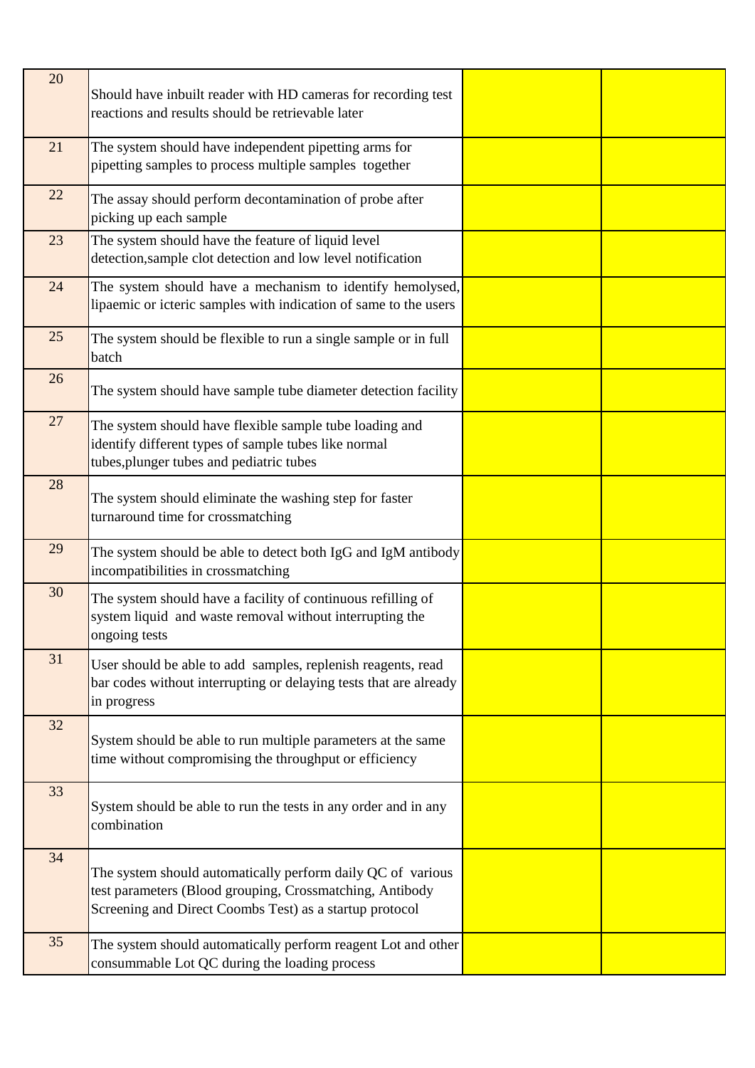| | | | |
|---|---|---|---|
| 20 | Should have inbuilt reader with HD cameras for recording test reactions and results should be retrievable later | | |
| 21 | The system should have independent pipetting arms for pipetting samples to process multiple samples together | | |
| 22 | The assay should perform decontamination of probe after picking up each sample | | |
| 23 | The system should have the feature of liquid level detection,sample clot detection and low level notification | | |
| 24 | The system should have a mechanism to identify hemolysed, lipaemic or icteric samples with indication of same to the users | | |
| 25 | The system should be flexible to run a single sample or in full batch | | |
| 26 | The system should have sample tube diameter detection facility | | |
| 27 | The system should have flexible sample tube loading and identify different types of sample tubes like normal tubes,plunger tubes and pediatric tubes | | |
| 28 | The system should eliminate the washing step for faster turnaround time for crossmatching | | |
| 29 | The system should be able to detect both IgG and IgM antibody incompatibilities in crossmatching | | |
| 30 | The system should have a facility of continuous refilling of system liquid and waste removal without interrupting the ongoing tests | | |
| 31 | User should be able to add samples, replenish reagents, read bar codes without interrupting or delaying tests that are already in progress | | |
| 32 | System should be able to run multiple parameters at the same time without compromising the throughput or efficiency | | |
| 33 | System should be able to run the tests in any order and in any combination | | |
| 34 | The system should automatically perform daily QC of various test parameters (Blood grouping, Crossmatching, Antibody Screening and Direct Coombs Test) as a startup protocol | | |
| 35 | The system should automatically perform reagent Lot and other consummable Lot QC during the loading process | | |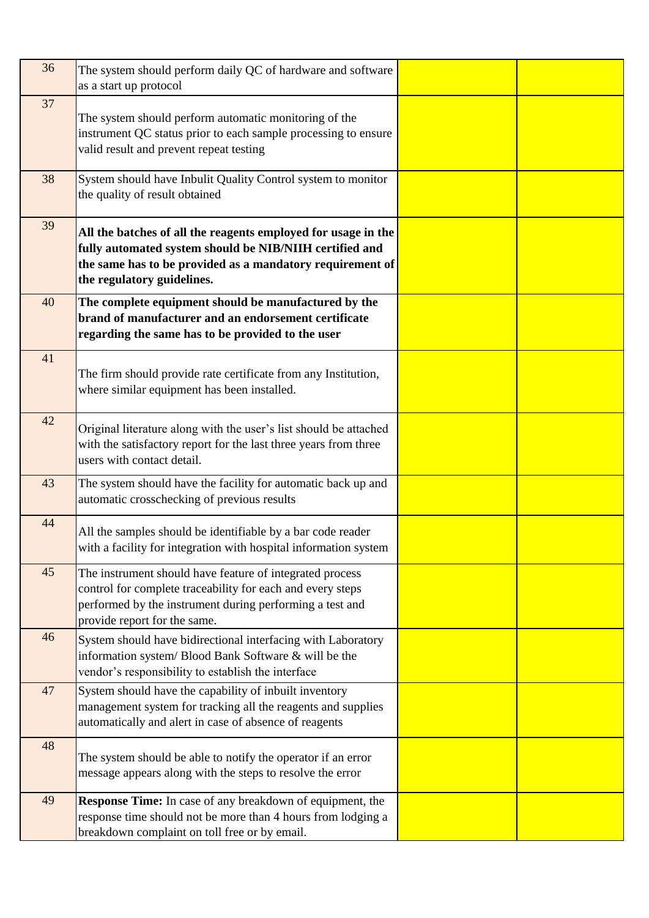| | | | |
|---|---|---|---|
| 36 | The system should perform daily QC of hardware and software as a start up protocol | | |
| 37 | The system should perform automatic monitoring of the instrument QC status prior to each sample processing to ensure valid result and prevent repeat testing | | |
| 38 | System should have Inbulit Quality Control system to monitor the quality of result obtained | | |
| 39 | **All the batches of all the reagents employed for usage in the fully automated system should be NIB/NIIH certified and the same has to be provided as a mandatory requirement of the regulatory guidelines.** | | |
| 40 | **The complete equipment should be manufactured by the brand of manufacturer and an endorsement certificate regarding the same has to be provided to the user** | | |
| 41 | The firm should provide rate certificate from any Institution, where similar equipment has been installed. | | |
| 42 | Original literature along with the user's list should be attached with the satisfactory report for the last three years from three users with contact detail. | | |
| 43 | The system should have the facility for automatic back up and automatic crosschecking of previous results | | |
| 44 | All the samples should be identifiable by a bar code reader with a facility for integration with hospital information system | | |
| 45 | The instrument should have feature of integrated process control for complete traceability for each and every steps performed by the instrument during performing a test and provide report for the same. | | |
| 46 | System should have bidirectional interfacing with Laboratory information system/ Blood Bank Software & will be the vendor's responsibility to establish the interface | | |
| 47 | System should have the capability of inbuilt inventory management system for tracking all the reagents and supplies automatically and alert in case of absence of reagents | | |
| 48 | The system should be able to notify the operator if an error message appears along with the steps to resolve the error | | |
| 49 | **Response Time:** In case of any breakdown of equipment, the response time should not be more than 4 hours from lodging a breakdown complaint on toll free or by email. | | |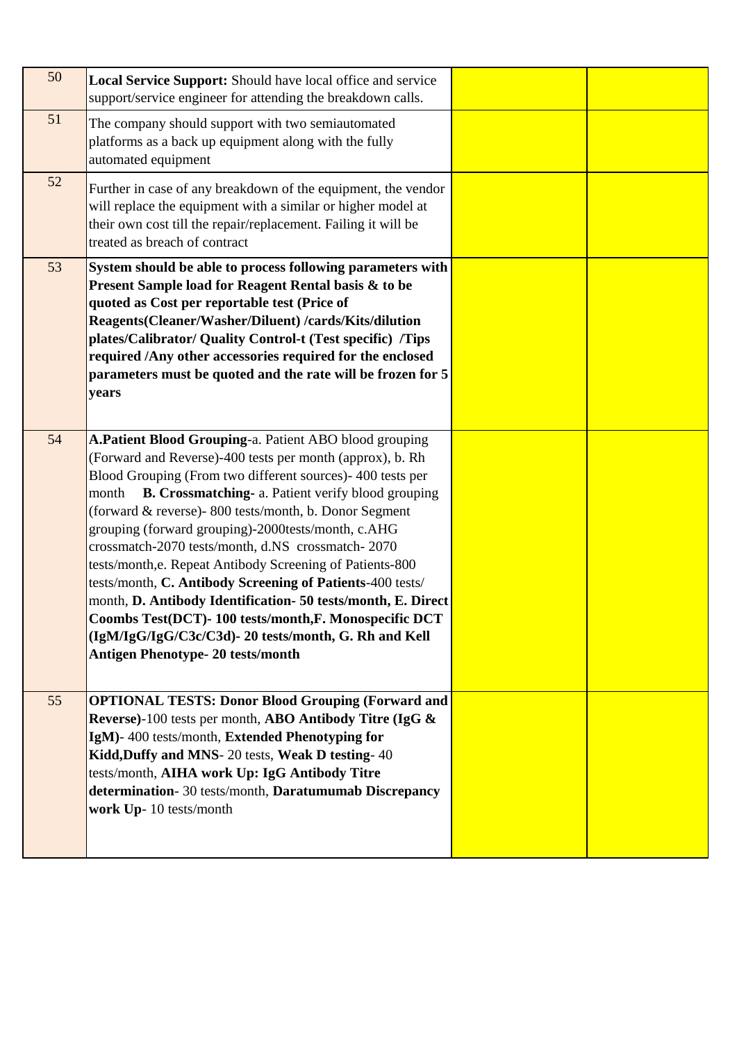| | | | |
|---|---|---|---|
| 50 | **Local Service Support:** Should have local office and service support/service engineer for attending the breakdown calls. | | |
| 51 | The company should support with two semiautomated platforms as a back up equipment along with the fully automated equipment | | |
| 52 | Further in case of any breakdown of the equipment, the vendor will replace the equipment with a similar or higher model at their own cost till the repair/replacement. Failing it will be treated as breach of contract | | |
| 53 | **System should be able to process following parameters with Present Sample load for Reagent Rental basis & to be quoted as Cost per reportable test (Price of Reagents(Cleaner/Washer/Diluent) /cards/Kits/dilution plates/Calibrator/ Quality Control-t (Test specific) /Tips required /Any other accessories required for the enclosed parameters must be quoted and the rate will be frozen for 5 years** | | |
| 54 | **A.Patient Blood Grouping**-a. Patient ABO blood grouping (Forward and Reverse)-400 tests per month (approx), b. Rh Blood Grouping (From two different sources)- 400 tests per month **B. Crossmatching**- a. Patient verify blood grouping (forward & reverse)- 800 tests/month, b. Donor Segment grouping (forward grouping)-2000tests/month, c.AHG crossmatch-2070 tests/month, d.NS crossmatch- 2070 tests/month,e. Repeat Antibody Screening of Patients-800 tests/month, **C. Antibody Screening of Patients**-400 tests/ month, **D. Antibody Identification- 50 tests/month, E. Direct Coombs Test(DCT)- 100 tests/month,F. Monospecific DCT (IgM/IgG/IgG/C3c/C3d)- 20 tests/month, G. Rh and Kell Antigen Phenotype- 20 tests/month** | | |
| 55 | **OPTIONAL TESTS: Donor Blood Grouping (Forward and Reverse)**-100 tests per month, **ABO Antibody Titre (IgG & IgM)**- 400 tests/month, **Extended Phenotyping for Kidd,Duffy and MNS**- 20 tests, **Weak D testing**- 40 tests/month, **AIHA work Up: IgG Antibody Titre determination**- 30 tests/month, **Daratumumab Discrepancy work Up**- 10 tests/month | | |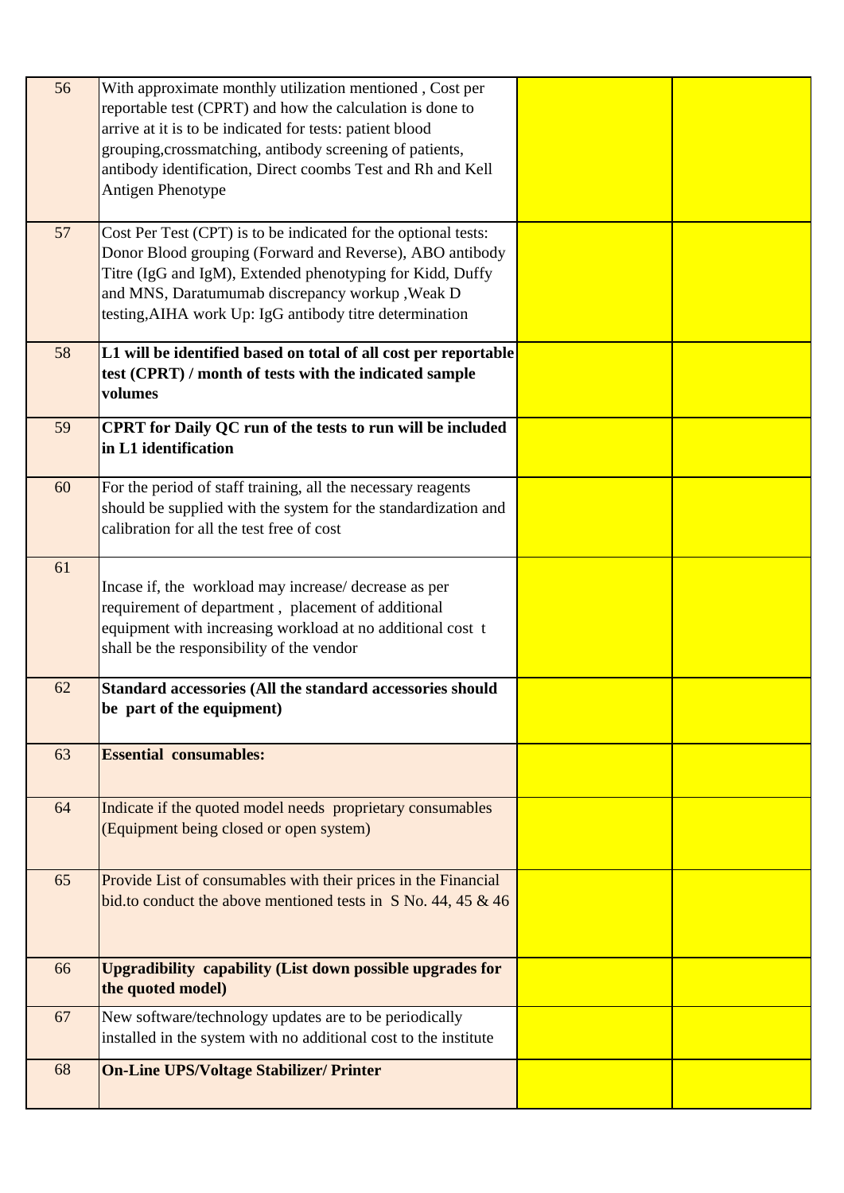| | | | |
|---|---|---|---|
| 56 | With approximate monthly utilization mentioned , Cost per reportable test (CPRT) and how the calculation is done to arrive at it is to be indicated for tests: patient blood grouping,crossmatching, antibody screening of patients, antibody identification, Direct coombs Test and Rh and Kell Antigen Phenotype | | |
| 57 | Cost Per Test (CPT) is to be indicated for the optional tests: Donor Blood grouping (Forward and Reverse), ABO antibody Titre (IgG and IgM), Extended phenotyping for Kidd, Duffy and MNS, Daratumumab discrepancy workup ,Weak D testing,AIHA work Up: IgG antibody titre determination | | |
| 58 | **L1 will be identified based on total of all cost per reportable test (CPRT) / month of tests with the indicated sample volumes** | | |
| 59 | **CPRT for Daily QC run of the tests to run will be included in L1 identification** | | |
| 60 | For the period of staff training, all the necessary reagents should be supplied with the system for the standardization and calibration for all the test free of cost | | |
| 61 | Incase if, the workload may increase/ decrease as per requirement of department , placement of additional equipment with increasing workload at no additional cost t shall be the responsibility of the vendor | | |
| 62 | **Standard accessories (All the standard accessories should be part of the equipment)** | | |
| 63 | **Essential consumables:** | | |
| 64 | Indicate if the quoted model needs proprietary consumables (Equipment being closed or open system) | | |
| 65 | Provide List of consumables with their prices in the Financial bid.to conduct the above mentioned tests in S No. 44, 45 & 46 | | |
| 66 | **Upgradibility capability (List down possible upgrades for the quoted model)** | | |
| 67 | New software/technology updates are to be periodically installed in the system with no additional cost to the institute | | |
| 68 | **On-Line UPS/Voltage Stabilizer/ Printer** | | |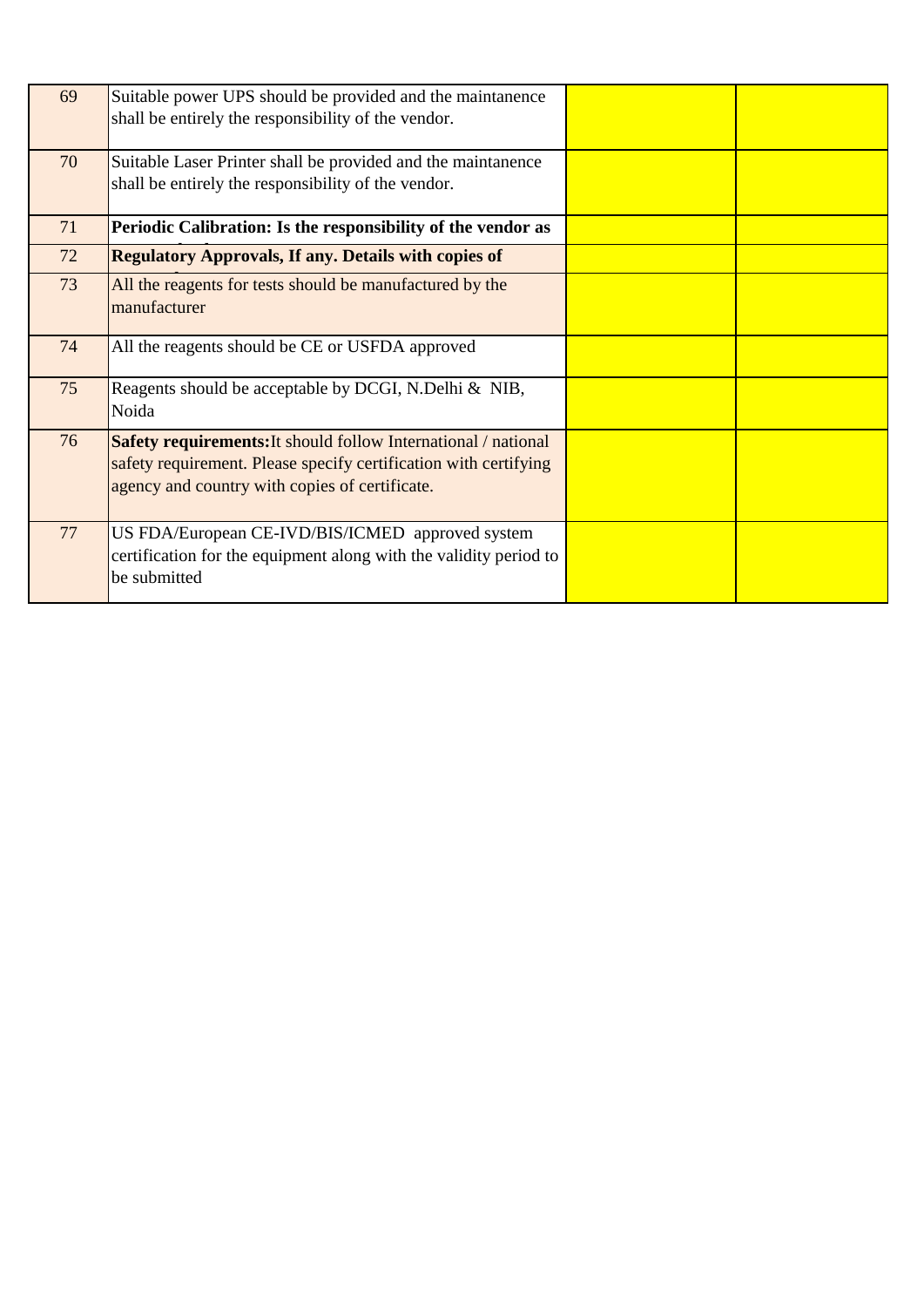| 69 | Suitable power UPS should be provided and the maintanence shall be entirely the responsibility of the vendor. | | |
|---|---|---|---|
| 70 | Suitable Laser Printer shall be provided and the maintanence shall be entirely the responsibility of the vendor. | | |
| 71 | **Periodic Calibration: Is the responsibility of the vendor as** | | |
| 72 | **Regulatory Approvals, If any. Details with copies of** | | |
| 73 | All the reagents for tests should be manufactured by the manufacturer | | |
| 74 | All the reagents should be CE or USFDA approved | | |
| 75 | Reagents should be acceptable by DCGI, N.Delhi & NIB, Noida | | |
| 76 | **Safety requirements:** It should follow International / national safety requirement. Please specify certification with certifying agency and country with copies of certificate. | | |
| 77 | US FDA/European CE-IVD/BIS/ICMED approved system certification for the equipment along with the validity period to be submitted | | |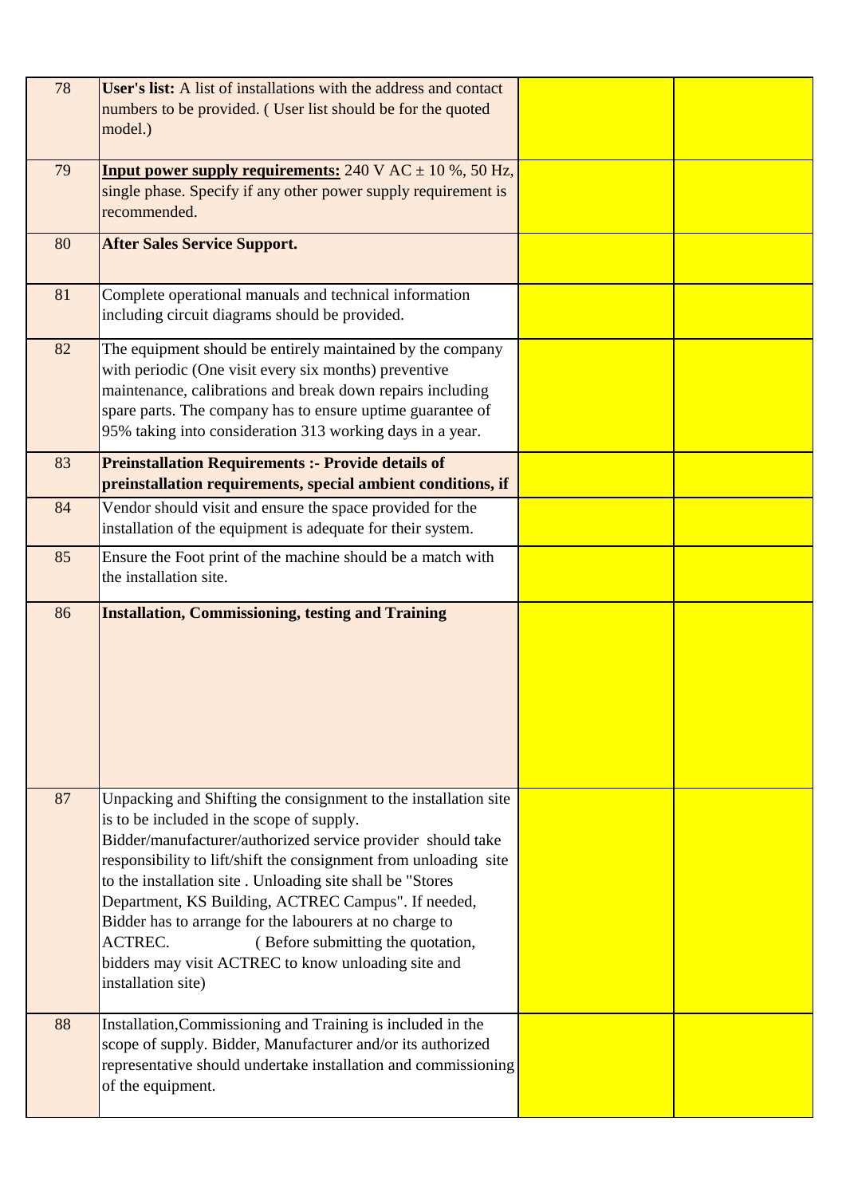| | | | |
|---|---|---|---|
| 78 | **User's list:** A list of installations with the address and contact numbers to be provided. ( User list should be for the quoted model.) | | |
| 79 | **Input power supply requirements:** 240 V AC ± 10 %, 50 Hz, single phase. Specify if any other power supply requirement is recommended. | | |
| 80 | **After Sales Service Support.** | | |
| 81 | Complete operational manuals and technical information including circuit diagrams should be provided. | | |
| 82 | The equipment should be entirely maintained by the company with periodic (One visit every six months) preventive maintenance, calibrations and break down repairs including spare parts. The company has to ensure uptime guarantee of 95% taking into consideration 313 working days in a year. | | |
| 83 | **Preinstallation Requirements :- Provide details of preinstallation requirements, special ambient conditions, if** | | |
| 84 | Vendor should visit and ensure the space provided for the installation of the equipment is adequate for their system. | | |
| 85 | Ensure the Foot print of the machine should be a match with the installation site. | | |
| 86 | **Installation, Commissioning, testing and Training** | | |
| 87 | Unpacking and Shifting the consignment to the installation site is to be included in the scope of supply. Bidder/manufacturer/authorized service provider should take responsibility to lift/shift the consignment from unloading site to the installation site . Unloading site shall be "Stores Department, KS Building, ACTREC Campus". If needed, Bidder has to arrange for the labourers at no charge to ACTREC. ( Before submitting the quotation, bidders may visit ACTREC to know unloading site and installation site) | | |
| 88 | Installation,Commissioning and Training is included in the scope of supply. Bidder, Manufacturer and/or its authorized representative should undertake installation and commissioning of the equipment. | | |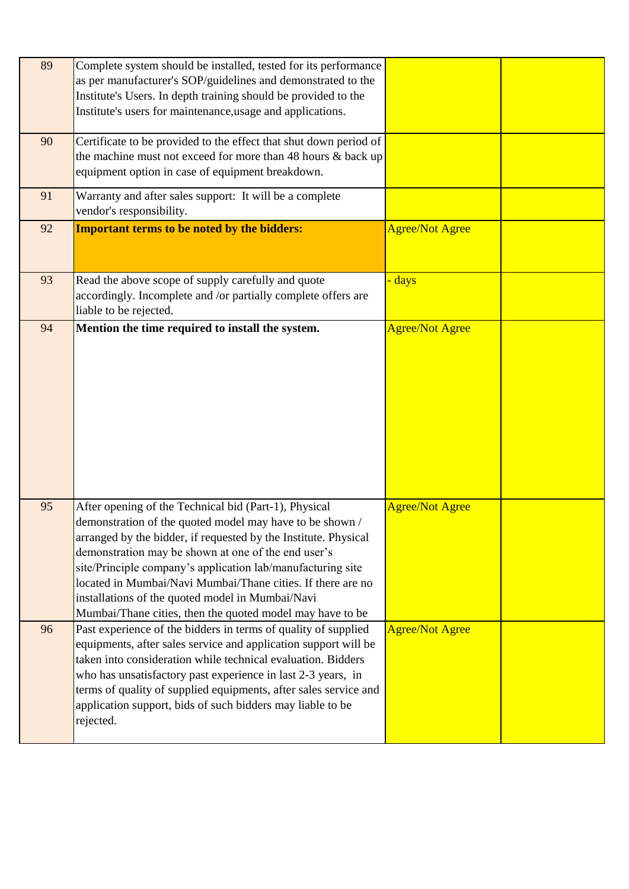| | | | |
|---|---|---|---|
| 89 | Complete system should be installed, tested for its performance as per manufacturer's SOP/guidelines and demonstrated to the Institute's Users. In depth training should be provided to the Institute's users for maintenance,usage and applications. | | |
| 90 | Certificate to be provided to the effect that shut down period of the machine must not exceed for more than 48 hours & back up equipment option in case of equipment breakdown. | | |
| 91 | Warranty and after sales support: It will be a complete vendor's responsibility. | | |
| 92 | **Important terms to be noted by the bidders:** | Agree/Not Agree | |
| 93 | Read the above scope of supply carefully and quote accordingly. Incomplete and /or partially complete offers are liable to be rejected. | - days | |
| 94 | **Mention the time required to install the system.** | Agree/Not Agree | |
| 95 | After opening of the Technical bid (Part-1), Physical demonstration of the quoted model may have to be shown / arranged by the bidder, if requested by the Institute. Physical demonstration may be shown at one of the end user's site/Principle company's application lab/manufacturing site located in Mumbai/Navi Mumbai/Thane cities. If there are no installations of the quoted model in Mumbai/Navi Mumbai/Thane cities, then the quoted model may have to be | Agree/Not Agree | |
| 96 | Past experience of the bidders in terms of quality of supplied equipments, after sales service and application support will be taken into consideration while technical evaluation. Bidders who has unsatisfactory past experience in last 2-3 years, in terms of quality of supplied equipments, after sales service and application support, bids of such bidders may liable to be rejected. | Agree/Not Agree | |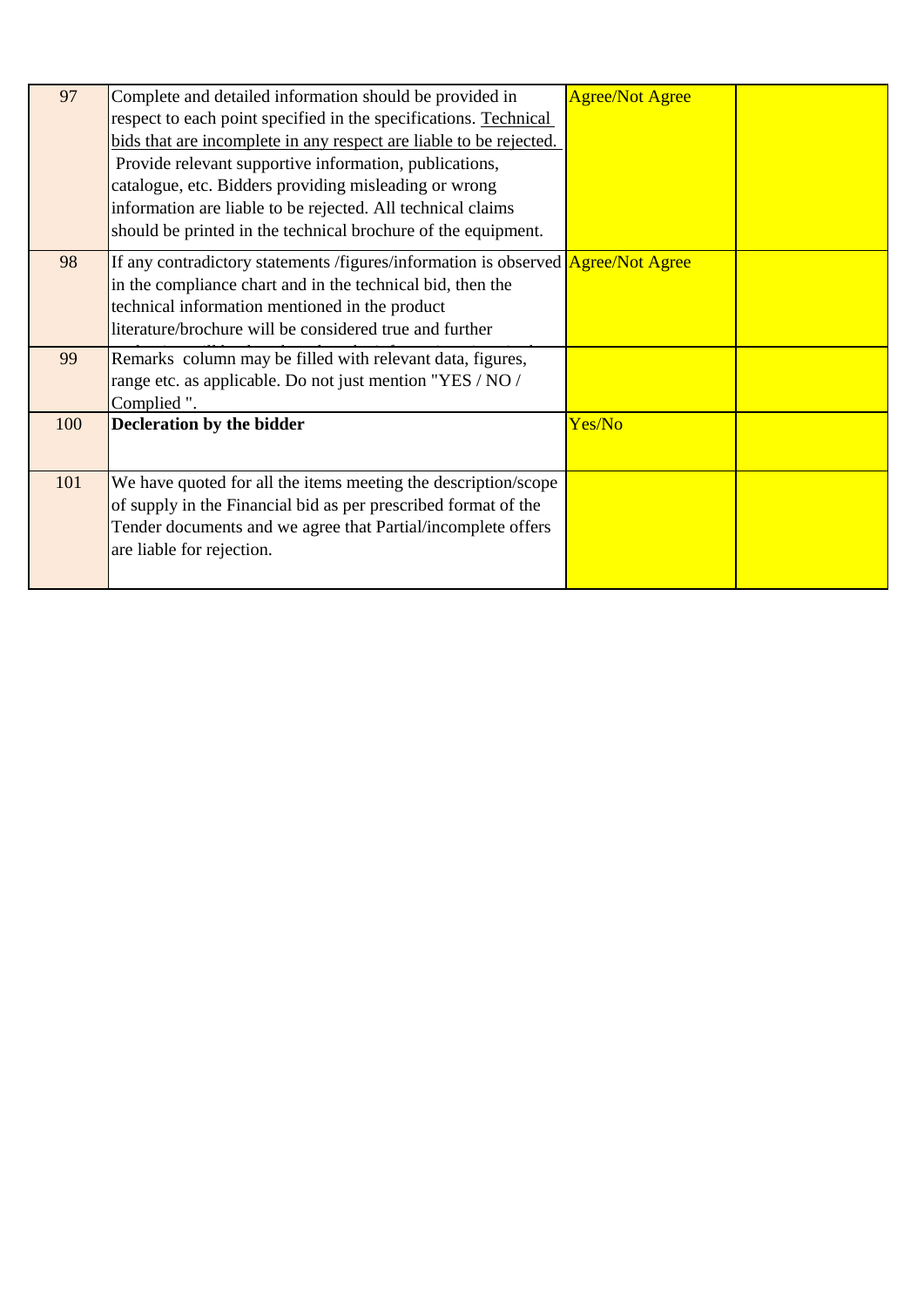| | | | |
|---|---|---|---|
| 97 | Complete and detailed information should be provided in respect to each point specified in the specifications. Technical bids that are incomplete in any respect are liable to be rejected. Provide relevant supportive information, publications, catalogue, etc. Bidders providing misleading or wrong information are liable to be rejected. All technical claims should be printed in the technical brochure of the equipment. | Agree/Not Agree | |
| 98 | If any contradictory statements /figures/information is observed in the compliance chart and in the technical bid, then the technical information mentioned in the product literature/brochure will be considered true and further | Agree/Not Agree | |
| 99 | Remarks column may be filled with relevant data, figures, range etc. as applicable. Do not just mention "YES / NO / Complied ". | | |
| 100 | **Decleration by the bidder** | Yes/No | |
| 101 | We have quoted for all the items meeting the description/scope of supply in the Financial bid as per prescribed format of the Tender documents and we agree that Partial/incomplete offers are liable for rejection. | | |